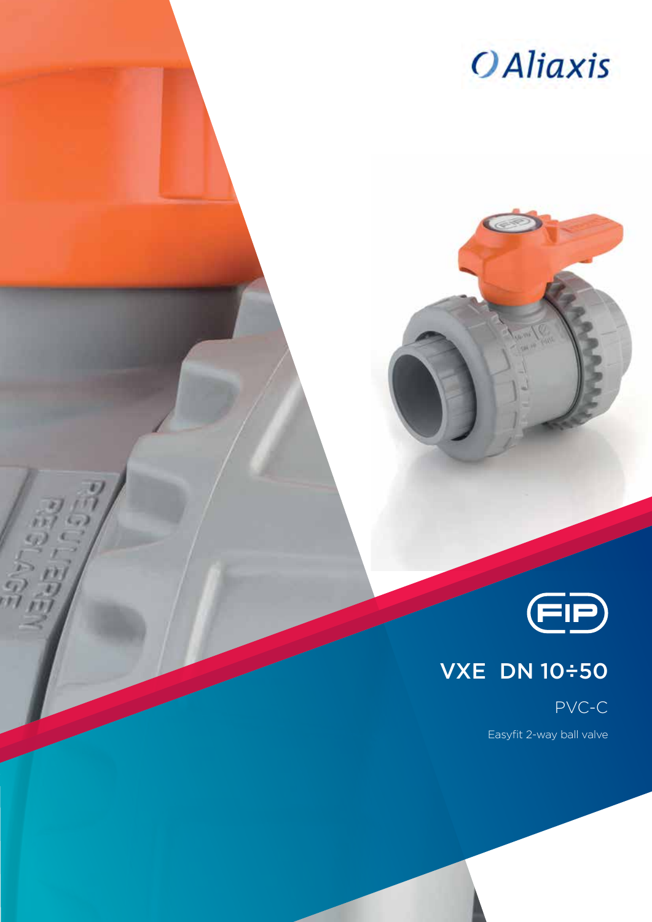Aliaxis

FIP

# VXE DN 10÷50

PVC-C

Easyfit 2-way ball valve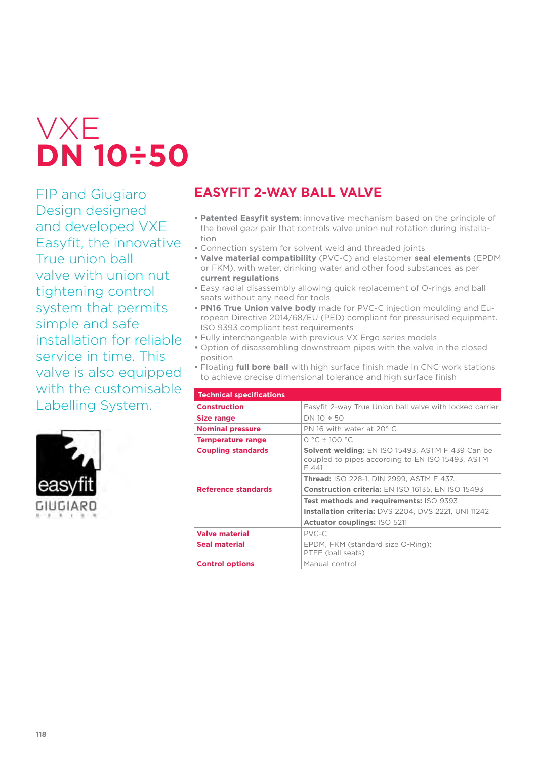# VXE
# DN 10÷50

FIP and Giugiaro Design designed and developed VXE Easyfit, the innovative True union ball valve with union nut tightening control system that permits simple and safe installation for reliable service in time. This valve is also equipped with the customisable Labelling System.

## EASYFIT 2-WAY BALL VALVE

- **Patented Easyfit system**: innovative mechanism based on the principle of the bevel gear pair that controls valve union nut rotation during installation
- Connection system for solvent weld and threaded joints
- **Valve material compatibility** (PVC-C) and elastomer **seal elements** (EPDM or FKM), with water, drinking water and other food substances as per **current regulations**
- Easy radial disassembly allowing quick replacement of O-rings and ball seats without any need for tools
- **PN16 True Union valve body** made for PVC-C injection moulding and European Directive 2014/68/EU (PED) compliant for pressurised equipment. ISO 9393 compliant test requirements
- Fully interchangeable with previous VX Ergo series models
- Option of disassembling downstream pipes with the valve in the closed position
- Floating **full bore ball** with high surface finish made in CNC work stations to achieve precise dimensional tolerance and high surface finish

| Technical specifications | |
|---|---|
| **Construction** | Easyfit 2-way True Union ball valve with locked carrier |
| **Size range** | DN 10 ÷ 50 |
| **Nominal pressure** | PN 16 with water at 20° C |
| **Temperature range** | 0 °C ÷ 100 °C |
| **Coupling standards** | **Solvent welding:** EN ISO 15493, ASTM F 439 Can be coupled to pipes according to EN ISO 15493, ASTM F 441 |
| | **Thread:** ISO 228-1, DIN 2999, ASTM F 437. |
| **Reference standards** | **Construction criteria:** EN ISO 16135, EN ISO 15493 |
| | **Test methods and requirements:** ISO 9393 |
| | **Installation criteria:** DVS 2204, DVS 2221, UNI 11242 |
| | **Actuator couplings:** ISO 5211 |
| **Valve material** | PVC-C |
| **Seal material** | EPDM, FKM (standard size O-Ring); PTFE (ball seats) |
| **Control options** | Manual control |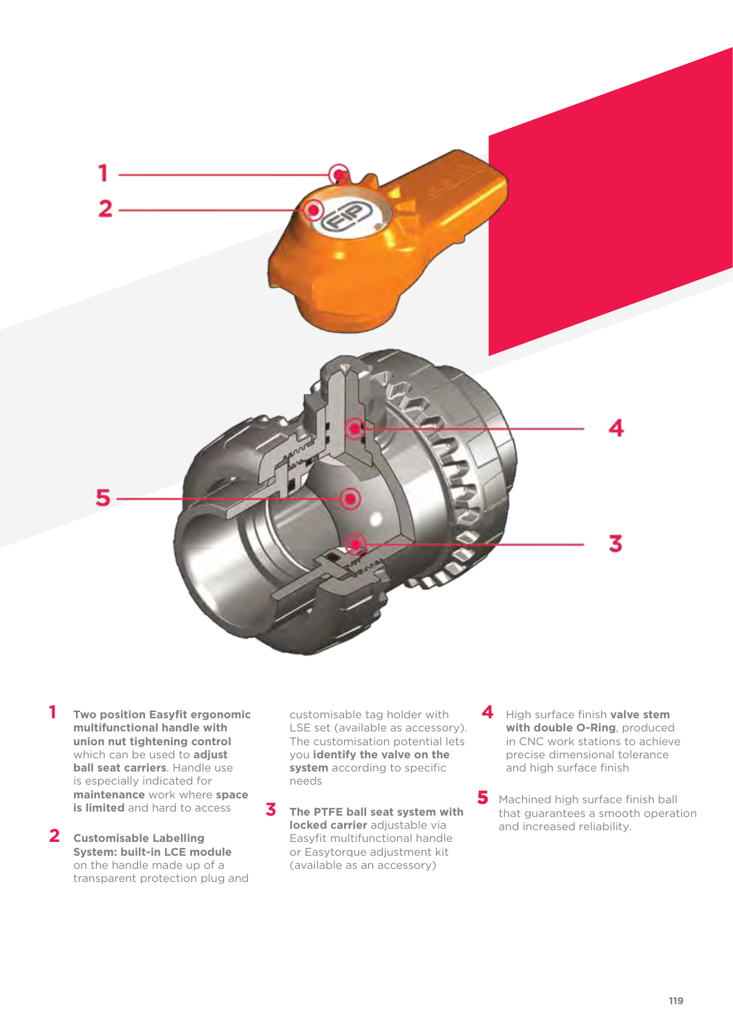**1** **Two position Easyfit ergonomic multifunctional handle with union nut tightening control** which can be used to **adjust ball seat carriers**. Handle use is especially indicated for **maintenance** work where **space is limited** and hard to access

**2** **Customisable Labelling System: built-in LCE module** on the handle made up of a transparent protection plug and customisable tag holder with LSE set (available as accessory). The customisation potential lets you **identify the valve on the system** according to specific needs

**3** **The PTFE ball seat system with locked carrier** adjustable via Easyfit multifunctional handle or Easytorque adjustment kit (available as an accessory)

**4** High surface finish **valve stem with double O-Ring**, produced in CNC work stations to achieve precise dimensional tolerance and high surface finish

**5** Machined high surface finish ball that guarantees a smooth operation and increased reliability.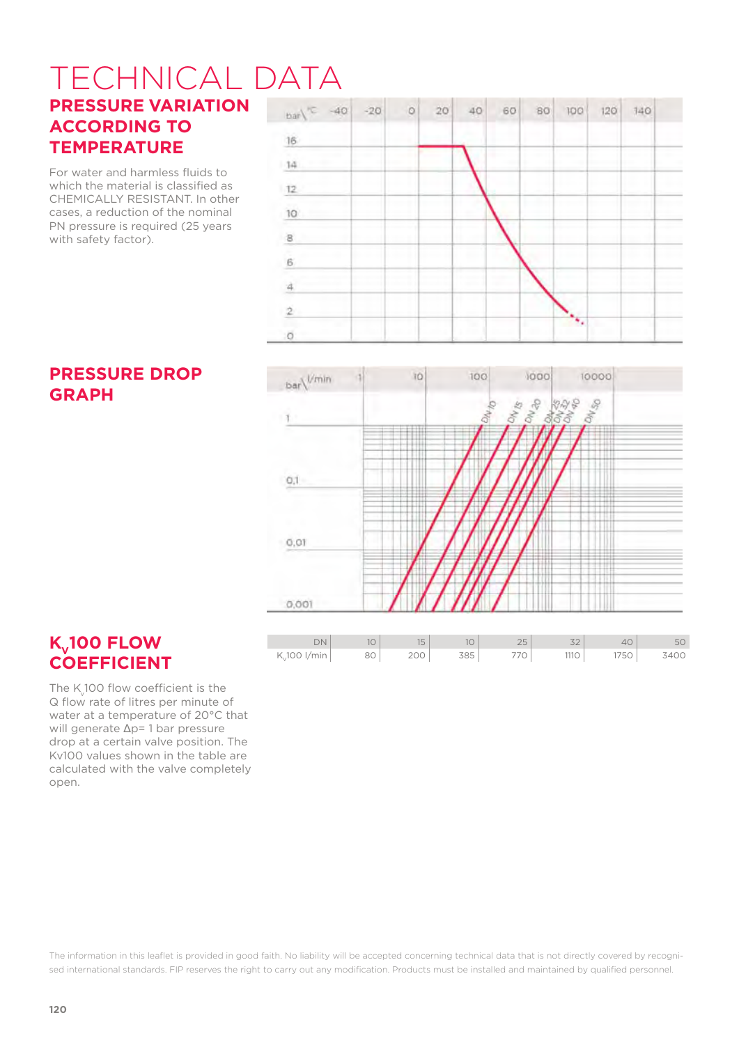# TECHNICAL DATA

## PRESSURE VARIATION ACCORDING TO TEMPERATURE

For water and harmless fluids to which the material is classified as CHEMICALLY RESISTANT. In other cases, a reduction of the nominal PN pressure is required (25 years with safety factor).

## PRESSURE DROP GRAPH

## $K_v$100 FLOW COEFFICIENT

The $K_v$100 flow coefficient is the Q flow rate of litres per minute of water at a temperature of 20°C that will generate Δp= 1 bar pressure drop at a certain valve position. The Kv100 values shown in the table are calculated with the valve completely open.

| DN | 10 | 15 | 10 | 25 | 32 | 40 | 50 |
|---|---|---|---|---|---|---|---|
| $K_v$100 l/min | 80 | 200 | 385 | 770 | 1110 | 1750 | 3400 |

The information in this leaflet is provided in good faith. No liability will be accepted concerning technical data that is not directly covered by recognised international standards. FIP reserves the right to carry out any modification. Products must be installed and maintained by qualified personnel.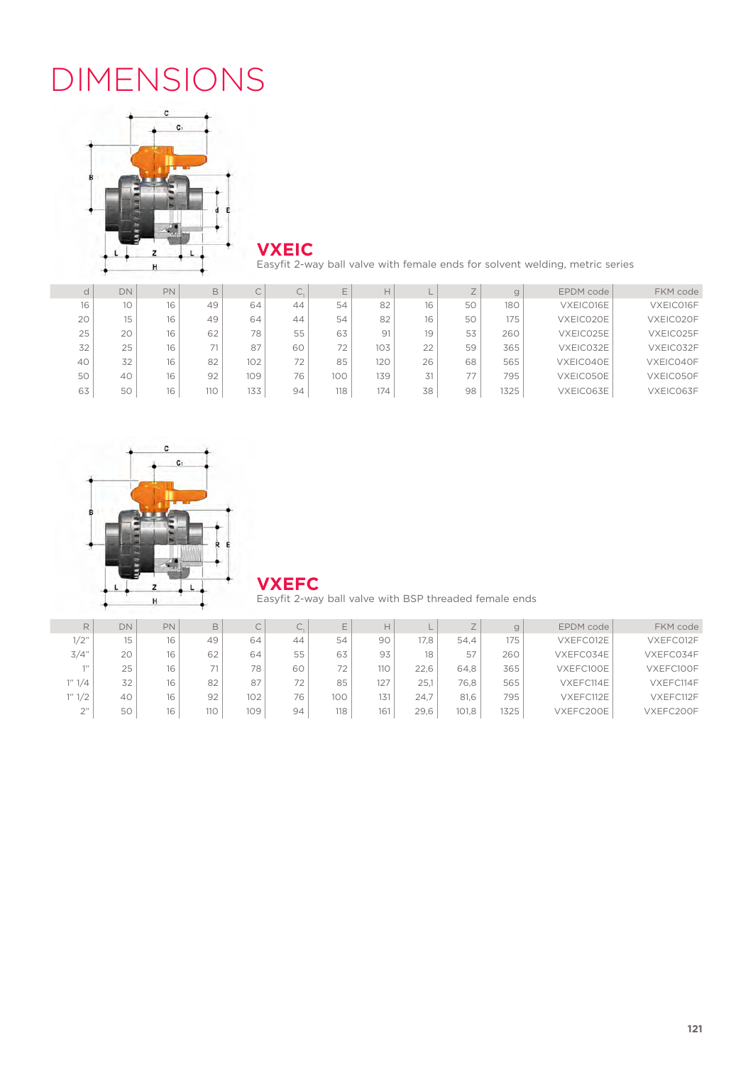# DIMENSIONS

## VXEIC

Easyfit 2-way ball valve with female ends for solvent welding, metric series

| d | DN | PN | B | C | $C_1$ | E | H | L | Z | g | EPDM code | FKM code |
|---|---|---|---|---|---|---|---|---|---|---|---|---|
| 16 | 10 | 16 | 49 | 64 | 44 | 54 | 82 | 16 | 50 | 180 | VXEIC016E | VXEIC016F |
| 20 | 15 | 16 | 49 | 64 | 44 | 54 | 82 | 16 | 50 | 175 | VXEIC020E | VXEIC020F |
| 25 | 20 | 16 | 62 | 78 | 55 | 63 | 91 | 19 | 53 | 260 | VXEIC025E | VXEIC025F |
| 32 | 25 | 16 | 71 | 87 | 60 | 72 | 103 | 22 | 59 | 365 | VXEIC032E | VXEIC032F |
| 40 | 32 | 16 | 82 | 102 | 72 | 85 | 120 | 26 | 68 | 565 | VXEIC040E | VXEIC040F |
| 50 | 40 | 16 | 92 | 109 | 76 | 100 | 139 | 31 | 77 | 795 | VXEIC050E | VXEIC050F |
| 63 | 50 | 16 | 110 | 133 | 94 | 118 | 174 | 38 | 98 | 1325 | VXEIC063E | VXEIC063F |

## VXEFC

Easyfit 2-way ball valve with BSP threaded female ends

| R | DN | PN | B | C | $C_1$ | E | H | L | Z | g | EPDM code | FKM code |
|---|---|---|---|---|---|---|---|---|---|---|---|---|
| 1/2" | 15 | 16 | 49 | 64 | 44 | 54 | 90 | 17,8 | 54,4 | 175 | VXEFC012E | VXEFC012F |
| 3/4" | 20 | 16 | 62 | 64 | 55 | 63 | 93 | 18 | 57 | 260 | VXEFC034E | VXEFC034F |
| 1" | 25 | 16 | 71 | 78 | 60 | 72 | 110 | 22,6 | 64,8 | 365 | VXEFC100E | VXEFC100F |
| 1" 1/4 | 32 | 16 | 82 | 87 | 72 | 85 | 127 | 25,1 | 76,8 | 565 | VXEFC114E | VXEFC114F |
| 1" 1/2 | 40 | 16 | 92 | 102 | 76 | 100 | 131 | 24,7 | 81,6 | 795 | VXEFC112E | VXEFC112F |
| 2" | 50 | 16 | 110 | 109 | 94 | 118 | 161 | 29,6 | 101,8 | 1325 | VXEFC200E | VXEFC200F |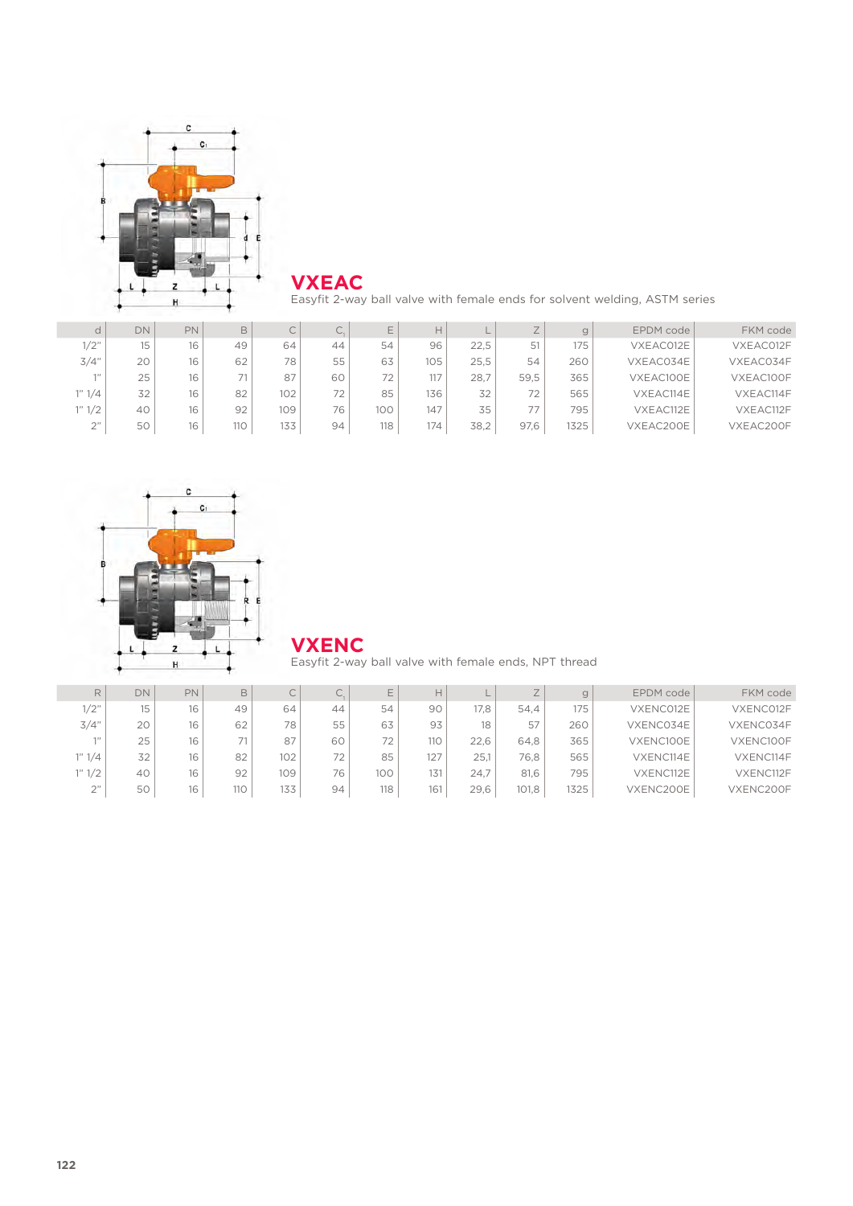## VXEAC

Easyfit 2-way ball valve with female ends for solvent welding, ASTM series

| d | DN | PN | B | C | $C_1$ | E | H | L | Z | g | EPDM code | FKM code |
|---|---|---|---|---|---|---|---|---|---|---|---|---|
| 1/2" | 15 | 16 | 49 | 64 | 44 | 54 | 96 | 22,5 | 51 | 175 | VXEAC012E | VXEAC012F |
| 3/4" | 20 | 16 | 62 | 78 | 55 | 63 | 105 | 25,5 | 54 | 260 | VXEAC034E | VXEAC034F |
| 1" | 25 | 16 | 71 | 87 | 60 | 72 | 117 | 28,7 | 59,5 | 365 | VXEAC100E | VXEAC100F |
| 1" 1/4 | 32 | 16 | 82 | 102 | 72 | 85 | 136 | 32 | 72 | 565 | VXEAC114E | VXEAC114F |
| 1" 1/2 | 40 | 16 | 92 | 109 | 76 | 100 | 147 | 35 | 77 | 795 | VXEAC112E | VXEAC112F |
| 2" | 50 | 16 | 110 | 133 | 94 | 118 | 174 | 38,2 | 97,6 | 1325 | VXEAC200E | VXEAC200F |

## VXENC

Easyfit 2-way ball valve with female ends, NPT thread

| R | DN | PN | B | C | $C_1$ | E | H | L | Z | g | EPDM code | FKM code |
|---|---|---|---|---|---|---|---|---|---|---|---|---|
| 1/2" | 15 | 16 | 49 | 64 | 44 | 54 | 90 | 17,8 | 54,4 | 175 | VXENC012E | VXENC012F |
| 3/4" | 20 | 16 | 62 | 78 | 55 | 63 | 93 | 18 | 57 | 260 | VXENC034E | VXENC034F |
| 1" | 25 | 16 | 71 | 87 | 60 | 72 | 110 | 22,6 | 64,8 | 365 | VXENC100E | VXENC100F |
| 1" 1/4 | 32 | 16 | 82 | 102 | 72 | 85 | 127 | 25,1 | 76,8 | 565 | VXENC114E | VXENC114F |
| 1" 1/2 | 40 | 16 | 92 | 109 | 76 | 100 | 131 | 24,7 | 81,6 | 795 | VXENC112E | VXENC112F |
| 2" | 50 | 16 | 110 | 133 | 94 | 118 | 161 | 29,6 | 101,8 | 1325 | VXENC200E | VXENC200F |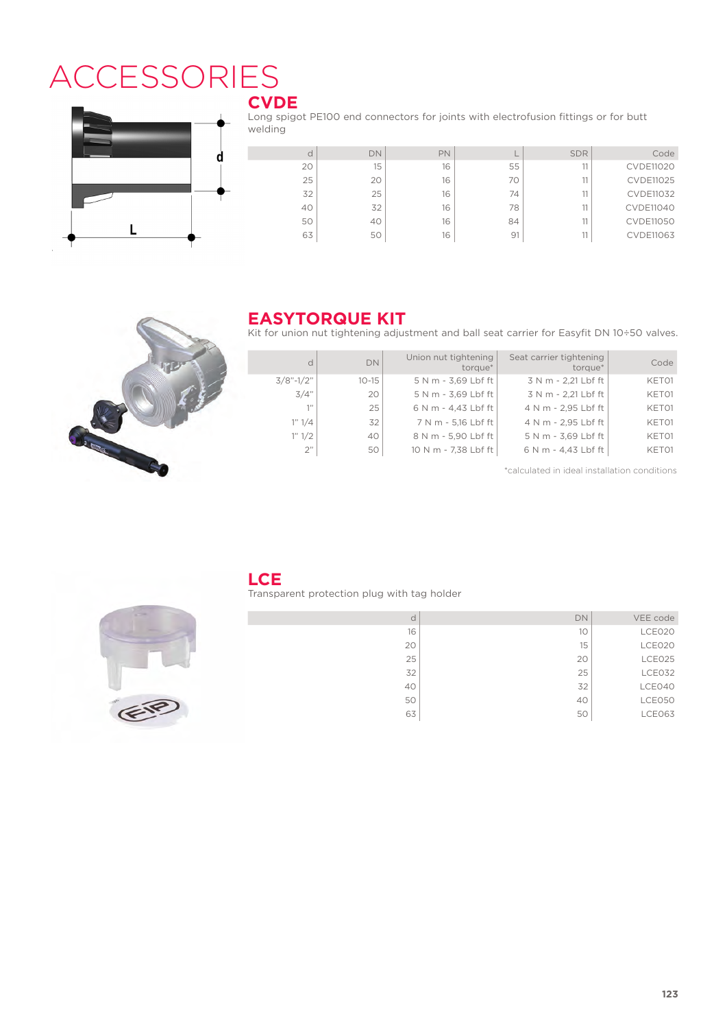# ACCESSORIES

## CVDE

Long spigot PE100 end connectors for joints with electrofusion fittings or for butt welding

| d | DN | PN | L | SDR | Code |
|---|---|---|---|---|---|
| 20 | 15 | 16 | 55 | 11 | CVDE11020 |
| 25 | 20 | 16 | 70 | 11 | CVDE11025 |
| 32 | 25 | 16 | 74 | 11 | CVDE11032 |
| 40 | 32 | 16 | 78 | 11 | CVDE11040 |
| 50 | 40 | 16 | 84 | 11 | CVDE11050 |
| 63 | 50 | 16 | 91 | 11 | CVDE11063 |

## EASYTORQUE KIT

Kit for union nut tightening adjustment and ball seat carrier for Easyfit DN 10÷50 valves.

| d | DN | Union nut tightening torque* | Seat carrier tightening torque* | Code |
|---|---|---|---|---|
| 3/8"-1/2" | 10-15 | 5 N m - 3,69 Lbf ft | 3 N m - 2,21 Lbf ft | KET01 |
| 3/4" | 20 | 5 N m - 3,69 Lbf ft | 3 N m - 2,21 Lbf ft | KET01 |
| 1" | 25 | 6 N m - 4,43 Lbf ft | 4 N m - 2,95 Lbf ft | KET01 |
| 1" 1/4 | 32 | 7 N m - 5,16 Lbf ft | 4 N m - 2,95 Lbf ft | KET01 |
| 1" 1/2 | 40 | 8 N m - 5,90 Lbf ft | 5 N m - 3,69 Lbf ft | KET01 |
| 2" | 50 | 10 N m - 7,38 Lbf ft | 6 N m - 4,43 Lbf ft | KET01 |

*calculated in ideal installation conditions

## LCE

Transparent protection plug with tag holder

| d | DN | VEE code |
|---|---|---|
| 16 | 10 | LCE020 |
| 20 | 15 | LCE020 |
| 25 | 20 | LCE025 |
| 32 | 25 | LCE032 |
| 40 | 32 | LCE040 |
| 50 | 40 | LCE050 |
| 63 | 50 | LCE063 |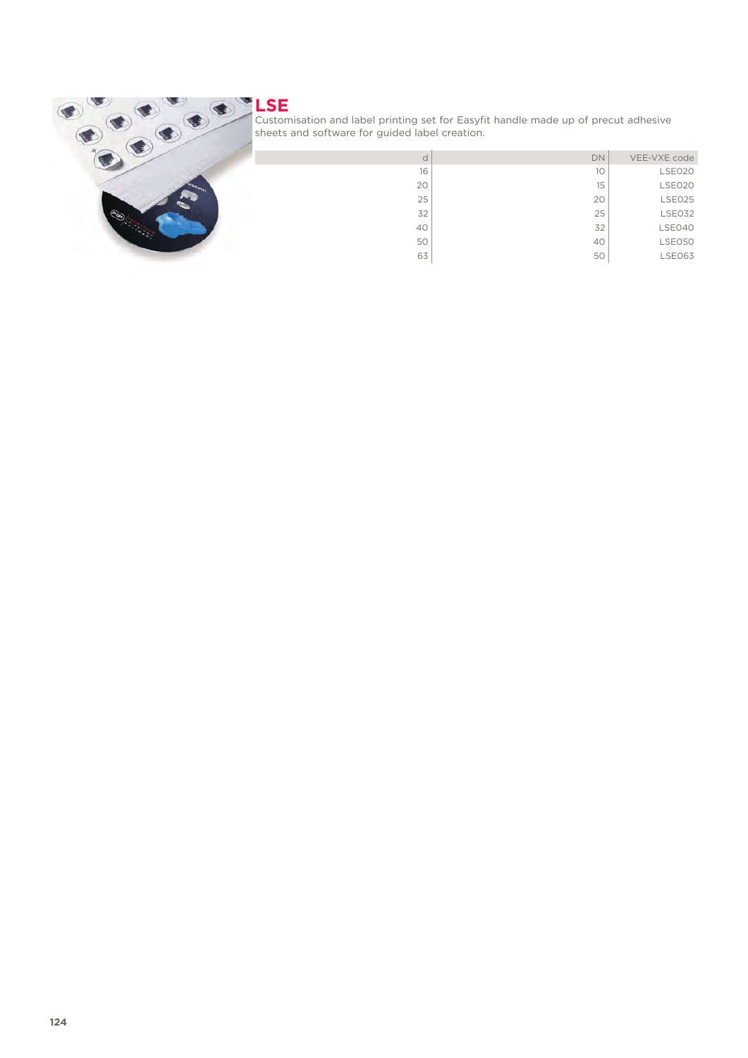# LSE

Customisation and label printing set for Easyfit handle made up of precut adhesive sheets and software for guided label creation.

| d | DN | VEE-VXE code |
|---|---|---|
| 16 | 10 | LSE020 |
| 20 | 15 | LSE020 |
| 25 | 20 | LSE025 |
| 32 | 25 | LSE032 |
| 40 | 32 | LSE040 |
| 50 | 40 | LSE050 |
| 63 | 50 | LSE063 |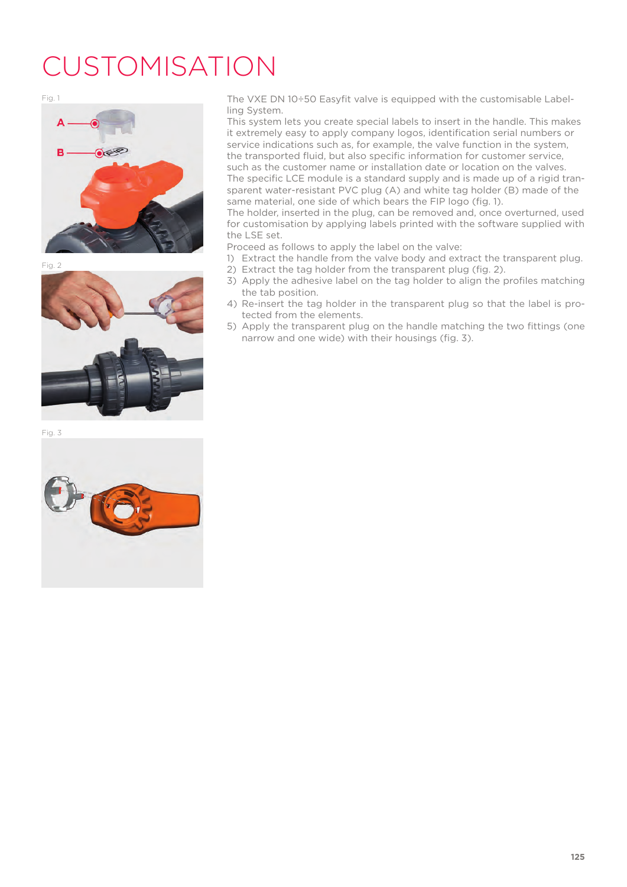# CUSTOMISATION

Fig. 1

A

B

Fig. 2

Fig. 3

The VXE DN 10÷50 Easyfit valve is equipped with the customisable Labelling System.

This system lets you create special labels to insert in the handle. This makes it extremely easy to apply company logos, identification serial numbers or service indications such as, for example, the valve function in the system, the transported fluid, but also specific information for customer service, such as the customer name or installation date or location on the valves.

The specific LCE module is a standard supply and is made up of a rigid transparent water-resistant PVC plug (A) and white tag holder (B) made of the same material, one side of which bears the FIP logo (fig. 1).

The holder, inserted in the plug, can be removed and, once overturned, used for customisation by applying labels printed with the software supplied with the LSE set.

Proceed as follows to apply the label on the valve:

1) Extract the handle from the valve body and extract the transparent plug.
2) Extract the tag holder from the transparent plug (fig. 2).
3) Apply the adhesive label on the tag holder to align the profiles matching the tab position.
4) Re-insert the tag holder in the transparent plug so that the label is protected from the elements.
5) Apply the transparent plug on the handle matching the two fittings (one narrow and one wide) with their housings (fig. 3).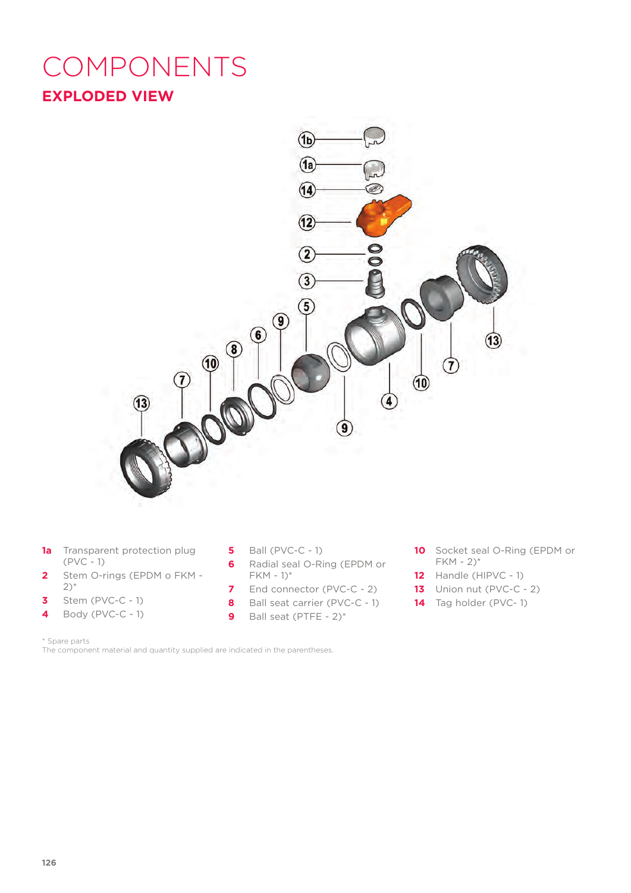# COMPONENTS

## EXPLODED VIEW

- **1a** Transparent protection plug (PVC - 1)
- **2** Stem O-rings (EPDM o FKM - 2)*
- **3** Stem (PVC-C - 1)
- **4** Body (PVC-C - 1)
- **5** Ball (PVC-C - 1)
- **6** Radial seal O-Ring (EPDM or FKM - 1)*
- **7** End connector (PVC-C - 2)
- **8** Ball seat carrier (PVC-C - 1)
- **9** Ball seat (PTFE - 2)*
- **10** Socket seal O-Ring (EPDM or FKM - 2)*
- **12** Handle (HIPVC - 1)
- **13** Union nut (PVC-C - 2)
- **14** Tag holder (PVC- 1)

* Spare parts
The component material and quantity supplied are indicated in the parentheses.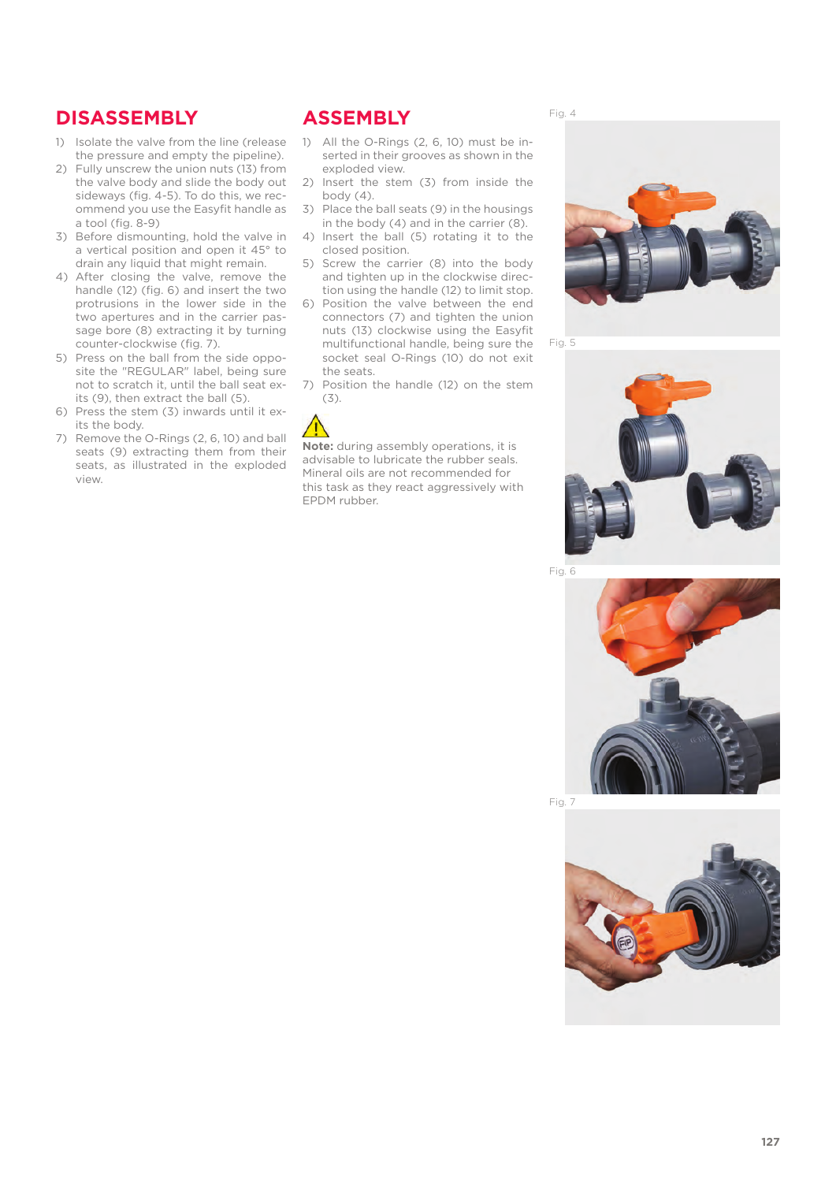## DISASSEMBLY

1) Isolate the valve from the line (release the pressure and empty the pipeline).
2) Fully unscrew the union nuts (13) from the valve body and slide the body out sideways (fig. 4-5). To do this, we recommend you use the Easyfit handle as a tool (fig. 8-9)
3) Before dismounting, hold the valve in a vertical position and open it 45° to drain any liquid that might remain.
4) After closing the valve, remove the handle (12) (fig. 6) and insert the two protrusions in the lower side in the two apertures and in the carrier passage bore (8) extracting it by turning counter-clockwise (fig. 7).
5) Press on the ball from the side opposite the "REGULAR" label, being sure not to scratch it, until the ball seat exits (9), then extract the ball (5).
6) Press the stem (3) inwards until it exits the body.
7) Remove the O-Rings (2, 6, 10) and ball seats (9) extracting them from their seats, as illustrated in the exploded view.

## ASSEMBLY

1) All the O-Rings (2, 6, 10) must be inserted in their grooves as shown in the exploded view.
2) Insert the stem (3) from inside the body (4).
3) Place the ball seats (9) in the housings in the body (4) and in the carrier (8).
4) Insert the ball (5) rotating it to the closed position.
5) Screw the carrier (8) into the body and tighten up in the clockwise direction using the handle (12) to limit stop.
6) Position the valve between the end connectors (7) and tighten the union nuts (13) clockwise using the Easyfit multifunctional handle, being sure the socket seal O-Rings (10) do not exit the seats.
7) Position the handle (12) on the stem (3).

**Note:** during assembly operations, it is advisable to lubricate the rubber seals. Mineral oils are not recommended for this task as they react aggressively with EPDM rubber.

Fig. 4

Fig. 5

Fig. 6

Fig. 7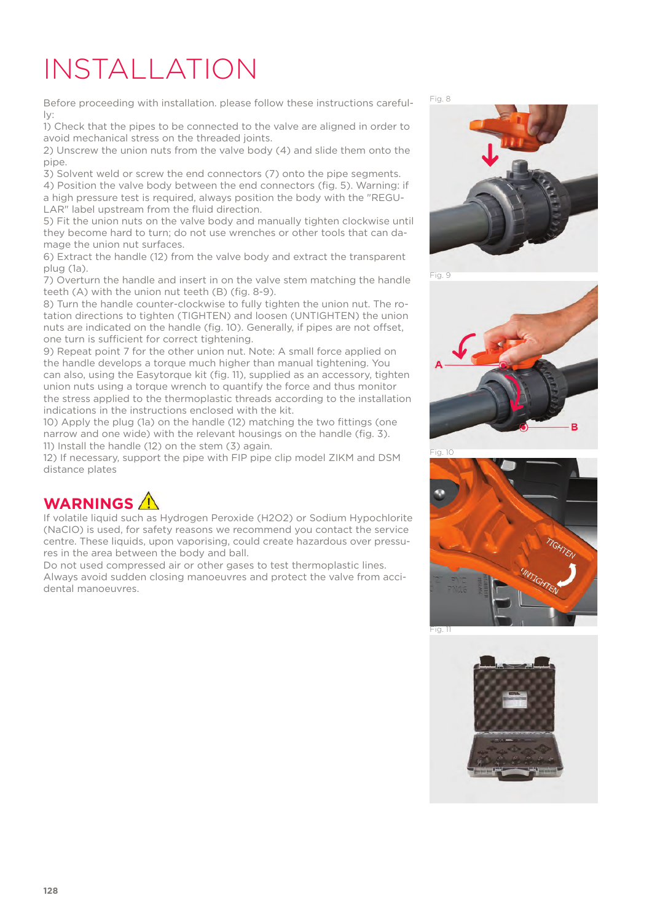# INSTALLATION

Before proceeding with installation. please follow these instructions carefully:

1) Check that the pipes to be connected to the valve are aligned in order to avoid mechanical stress on the threaded joints.
2) Unscrew the union nuts from the valve body (4) and slide them onto the pipe.
3) Solvent weld or screw the end connectors (7) onto the pipe segments.
4) Position the valve body between the end connectors (fig. 5). Warning: if a high pressure test is required, always position the body with the "REGULAR" label upstream from the fluid direction.
5) Fit the union nuts on the valve body and manually tighten clockwise until they become hard to turn; do not use wrenches or other tools that can damage the union nut surfaces.
6) Extract the handle (12) from the valve body and extract the transparent plug (1a).
7) Overturn the handle and insert in on the valve stem matching the handle teeth (A) with the union nut teeth (B) (fig. 8-9).
8) Turn the handle counter-clockwise to fully tighten the union nut. The rotation directions to tighten (TIGHTEN) and loosen (UNTIGHTEN) the union nuts are indicated on the handle (fig. 10). Generally, if pipes are not offset, one turn is sufficient for correct tightening.
9) Repeat point 7 for the other union nut. Note: A small force applied on the handle develops a torque much higher than manual tightening. You can also, using the Easytorque kit (fig. 11), supplied as an accessory, tighten union nuts using a torque wrench to quantify the force and thus monitor the stress applied to the thermoplastic threads according to the installation indications in the instructions enclosed with the kit.
10) Apply the plug (1a) on the handle (12) matching the two fittings (one narrow and one wide) with the relevant housings on the handle (fig. 3).
11) Install the handle (12) on the stem (3) again.
12) If necessary, support the pipe with FIP pipe clip model ZIKM and DSM distance plates

Fig. 8

Fig. 9

Fig. 10

Fig. 11

## WARNINGS ⚠

If volatile liquid such as Hydrogen Peroxide ($H_2O_2$) or Sodium Hypochlorite (NaClO) is used, for safety reasons we recommend you contact the service centre. These liquids, upon vaporising, could create hazardous over pressures in the area between the body and ball.

Do not used compressed air or other gases to test thermoplastic lines.

Always avoid sudden closing manoeuvres and protect the valve from accidental manoeuvres.